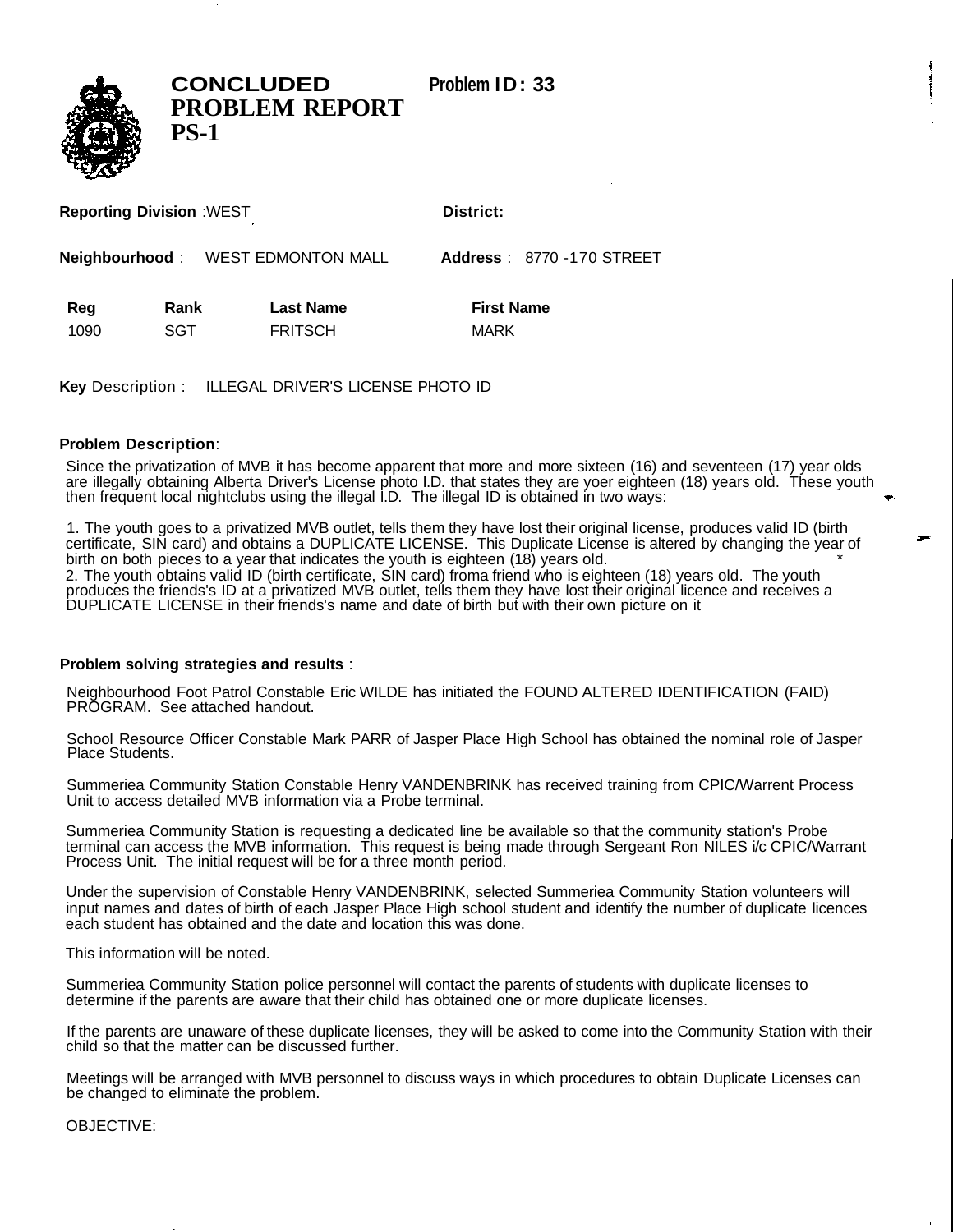# CONCLUDED PROBLEM REPORT PS-1

**Problem ID: 33**

**Reporting Division** :WEST

**District:**

**Neighbourhood** : WEST EDMONTON MALL

**Address** : 8770 -170 STREET

| Reg | Rank | Last Name | First Name |
|---|---|---|---|
| 1090 | SGT | FRITSCH | MARK |

**Key** Description : ILLEGAL DRIVER'S LICENSE PHOTO ID

**Problem Description**:

Since the privatization of MVB it has become apparent that more and more sixteen (16) and seventeen (17) year olds are illegally obtaining Alberta Driver's License photo I.D. that states they are yoer eighteen (18) years old. These youth then frequent local nightclubs using the illegal I.D. The illegal ID is obtained in two ways:

1. The youth goes to a privatized MVB outlet, tells them they have lost their original license, produces valid ID (birth certificate, SIN card) and obtains a DUPLICATE LICENSE. This Duplicate License is altered by changing the year of birth on both pieces to a year that indicates the youth is eighteen (18) years old.
2. The youth obtains valid ID (birth certificate, SIN card) froma friend who is eighteen (18) years old. The youth produces the friends's ID at a privatized MVB outlet, tells them they have lost their original licence and receives a DUPLICATE LICENSE in their friends's name and date of birth but with their own picture on it

**Problem solving strategies and results** :

Neighbourhood Foot Patrol Constable Eric WILDE has initiated the FOUND ALTERED IDENTIFICATION (FAID) PROGRAM. See attached handout.

School Resource Officer Constable Mark PARR of Jasper Place High School has obtained the nominal role of Jasper Place Students.

Summeriea Community Station Constable Henry VANDENBRINK has received training from CPIC/Warrent Process Unit to access detailed MVB information via a Probe terminal.

Summeriea Community Station is requesting a dedicated line be available so that the community station's Probe terminal can access the MVB information. This request is being made through Sergeant Ron NILES i/c CPIC/Warrant Process Unit. The initial request will be for a three month period.

Under the supervision of Constable Henry VANDENBRINK, selected Summeriea Community Station volunteers will input names and dates of birth of each Jasper Place High school student and identify the number of duplicate licences each student has obtained and the date and location this was done.

This information will be noted.

Summeriea Community Station police personnel will contact the parents of students with duplicate licenses to determine if the parents are aware that their child has obtained one or more duplicate licenses.

If the parents are unaware of these duplicate licenses, they will be asked to come into the Community Station with their child so that the matter can be discussed further.

Meetings will be arranged with MVB personnel to discuss ways in which procedures to obtain Duplicate Licenses can be changed to eliminate the problem.

OBJECTIVE: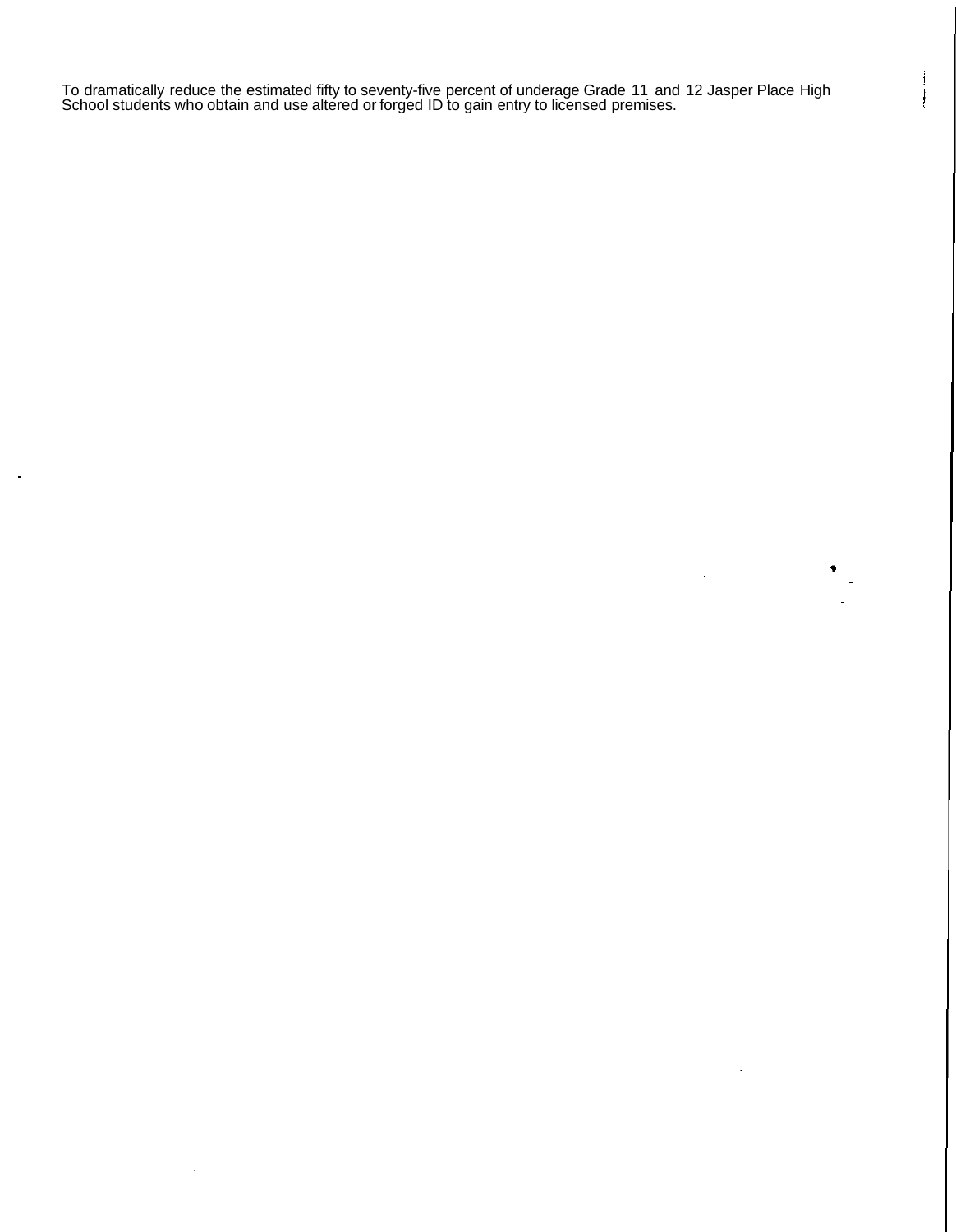To dramatically reduce the estimated fifty to seventy-five percent of underage Grade 11 and 12 Jasper Place High School students who obtain and use altered or forged ID to gain entry to licensed premises.